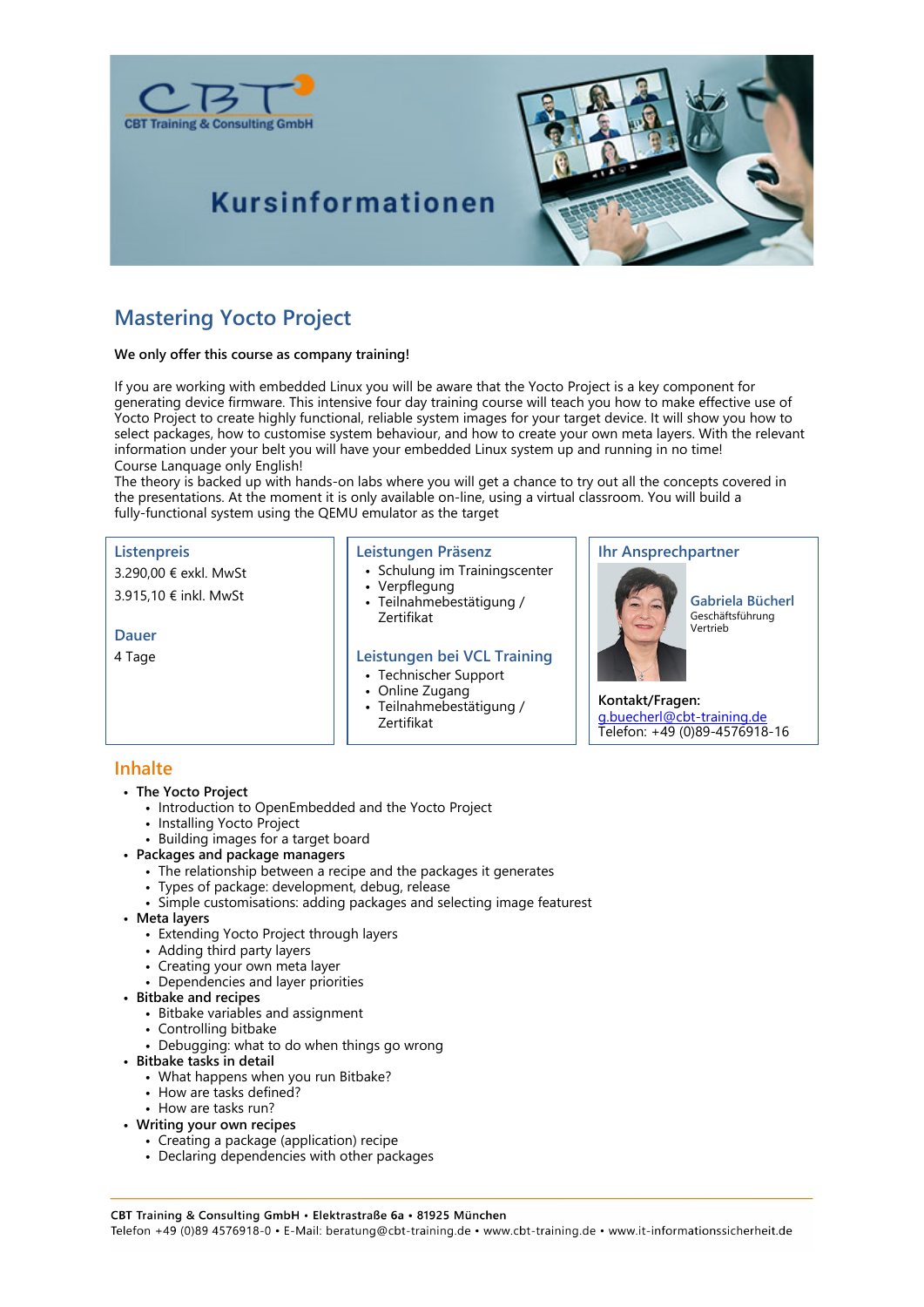CBT Training & Consulting GmbH

# Kursinformationen

## Mastering Yocto Project

**We only offer this course as company training!**

If you are working with embedded Linux you will be aware that the Yocto Project is a key component for generating device firmware. This intensive four day training course will teach you how to make effective use of Yocto Project to create highly functional, reliable system images for your target device. It will show you how to select packages, how to customise system behaviour, and how to create your own meta layers. With the relevant information under your belt you will have your embedded Linux system up and running in no time!
Course Lanquage only English!
The theory is backed up with hands-on labs where you will get a chance to try out all the concepts covered in the presentations. At the moment it is only available on-line, using a virtual classroom. You will build a fully-functional system using the QEMU emulator as the target

### Listenpreis

3.290,00 € exkl. MwSt

3.915,10 € inkl. MwSt

### Dauer

4 Tage

### Leistungen Präsenz

- Schulung im Trainingscenter
- Verpflegung
- Teilnahmebestätigung / Zertifikat

### Leistungen bei VCL Training

- Technischer Support
- Online Zugang
- Teilnahmebestätigung / Zertifikat

### Ihr Ansprechpartner

Gabriela Bücherl
Geschäftsführung
Vertrieb

**Kontakt/Fragen:**
g.buecherl@cbt-training.de
Telefon: +49 (0)89-4576918-16

## Inhalte

- **The Yocto Project**
  - Introduction to OpenEmbedded and the Yocto Project
  - Installing Yocto Project
  - Building images for a target board
- **Packages and package managers**
  - The relationship between a recipe and the packages it generates
  - Types of package: development, debug, release
  - Simple customisations: adding packages and selecting image featurest
- **Meta layers**
  - Extending Yocto Project through layers
  - Adding third party layers
  - Creating your own meta layer
  - Dependencies and layer priorities
- **Bitbake and recipes**
  - Bitbake variables and assignment
  - Controlling bitbake
  - Debugging: what to do when things go wrong
- **Bitbake tasks in detail**
  - What happens when you run Bitbake?
  - How are tasks defined?
  - How are tasks run?
- **Writing your own recipes**
  - Creating a package (application) recipe
  - Declaring dependencies with other packages

CBT Training & Consulting GmbH • Elektrastraße 6a • 81925 München
Telefon +49 (0)89 4576918-0 • E-Mail: beratung@cbt-training.de • www.cbt-training.de • www.it-informationssicherheit.de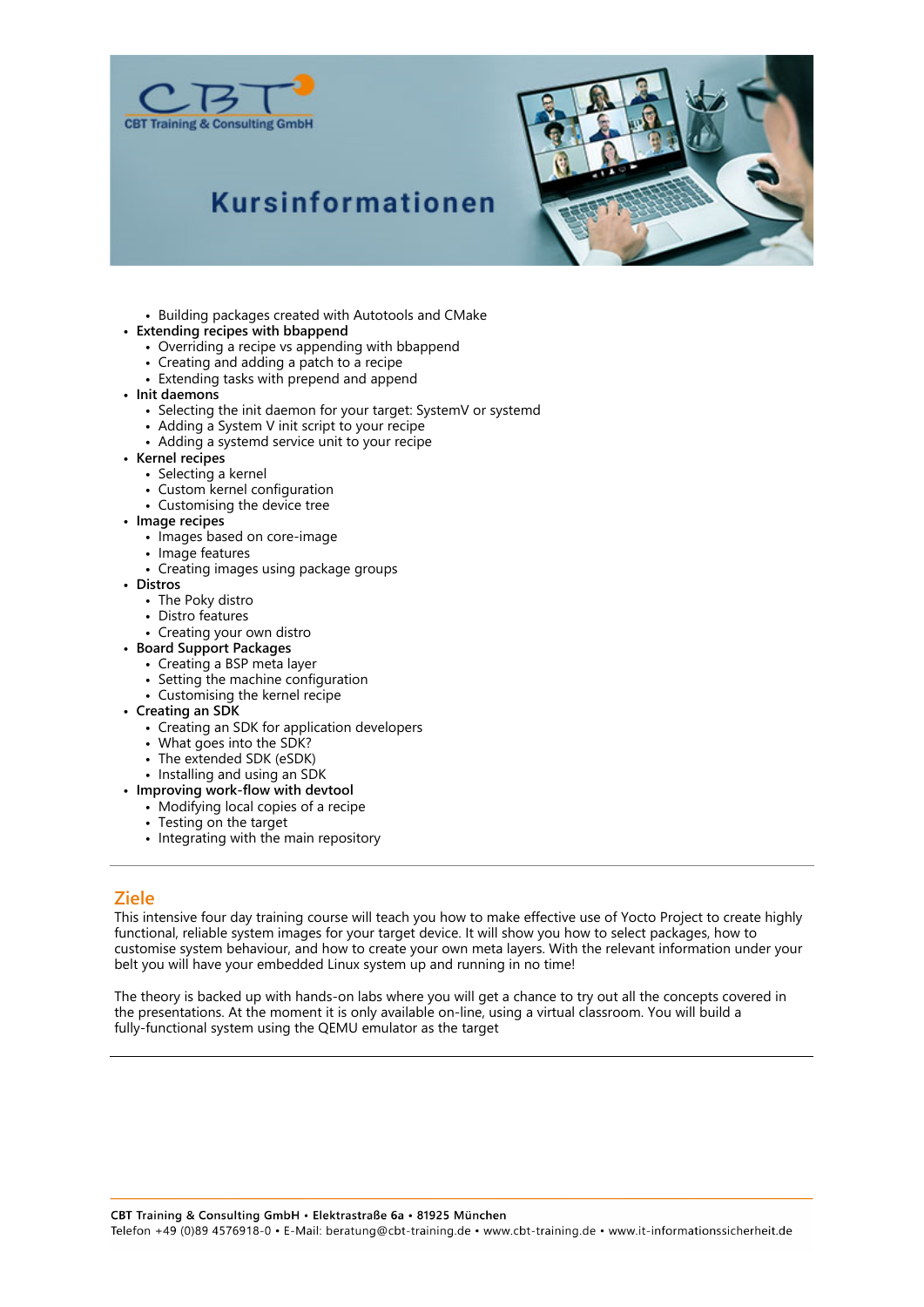- Building packages created with Autotools and CMake
- **Extending recipes with bbappend**
    - Overriding a recipe vs appending with bbappend
    - Creating and adding a patch to a recipe
    - Extending tasks with prepend and append
- **Init daemons**
    - Selecting the init daemon for your target: SystemV or systemd
    - Adding a System V init script to your recipe
    - Adding a systemd service unit to your recipe
- **Kernel recipes**
    - Selecting a kernel
    - Custom kernel configuration
    - Customising the device tree
- **Image recipes**
    - Images based on core-image
    - Image features
    - Creating images using package groups
- **Distros**
    - The Poky distro
    - Distro features
    - Creating your own distro
- **Board Support Packages**
    - Creating a BSP meta layer
    - Setting the machine configuration
    - Customising the kernel recipe
- **Creating an SDK**
    - Creating an SDK for application developers
    - What goes into the SDK?
    - The extended SDK (eSDK)
    - Installing and using an SDK
- **Improving work-flow with devtool**
    - Modifying local copies of a recipe
    - Testing on the target
    - Integrating with the main repository

## Ziele

This intensive four day training course will teach you how to make effective use of Yocto Project to create highly functional, reliable system images for your target device. It will show you how to select packages, how to customise system behaviour, and how to create your own meta layers. With the relevant information under your belt you will have your embedded Linux system up and running in no time!

The theory is backed up with hands-on labs where you will get a chance to try out all the concepts covered in the presentations. At the moment it is only available on-line, using a virtual classroom. You will build a fully-functional system using the QEMU emulator as the target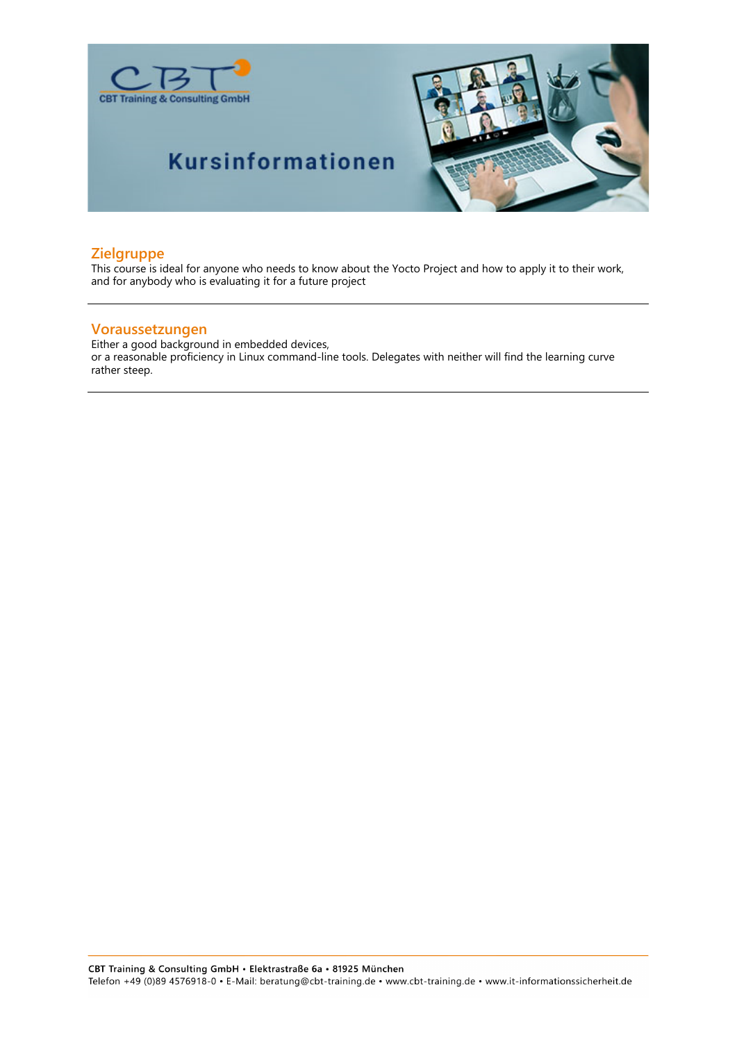## Zielgruppe

This course is ideal for anyone who needs to know about the Yocto Project and how to apply it to their work, and for anybody who is evaluating it for a future project

---

## Voraussetzungen

Either a good background in embedded devices,
or a reasonable proficiency in Linux command-line tools. Delegates with neither will find the learning curve rather steep.

---